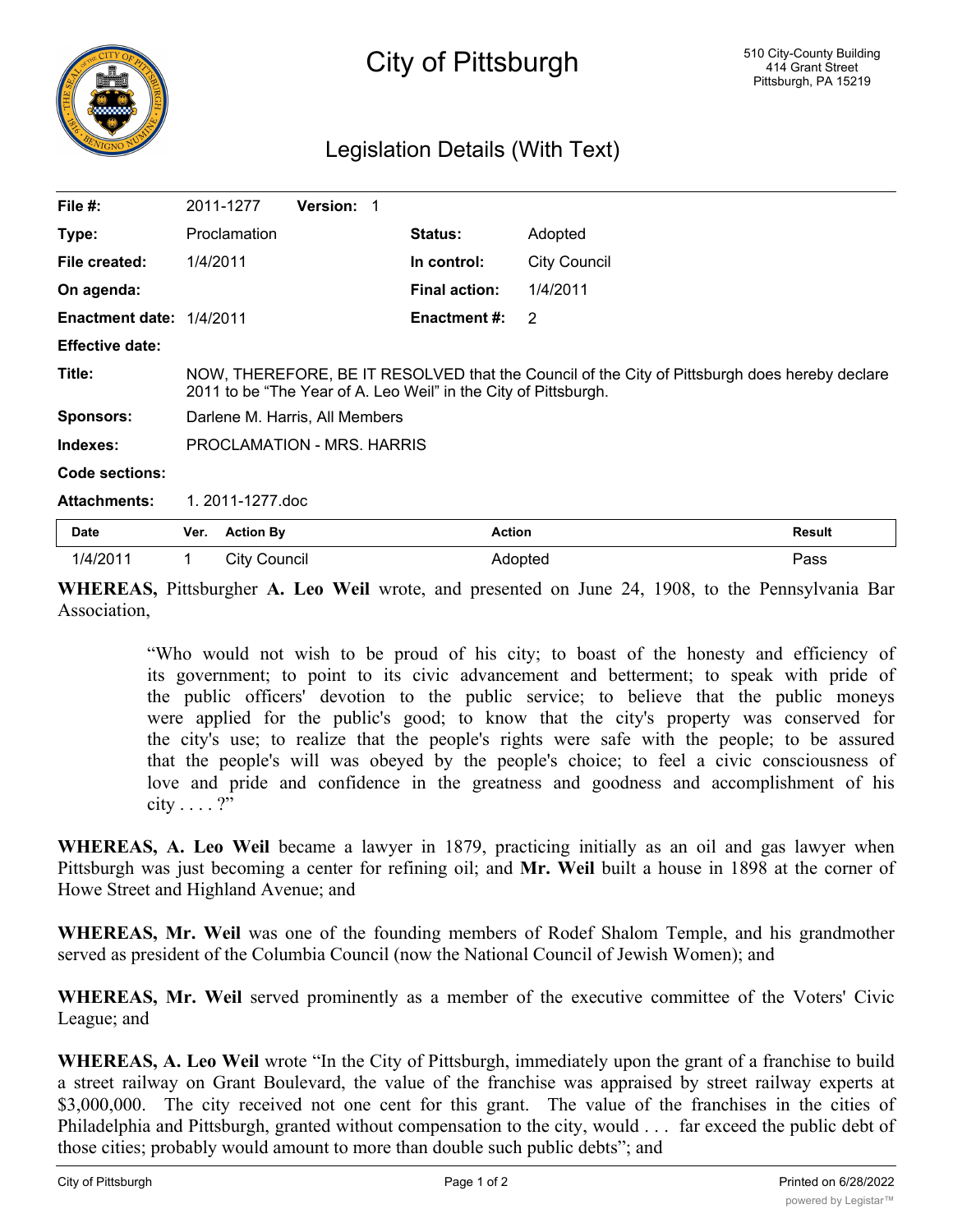# City of Pittsburgh

510 City-County Building
414 Grant Street
Pittsburgh, PA 15219

## Legislation Details (With Text)

| | | | |
|---|---|---|---|
| **File #:** | 2011-1277 **Version:** 1 | | |
| **Type:** | Proclamation | **Status:** | Adopted |
| **File created:** | 1/4/2011 | **In control:** | City Council |
| **On agenda:** | | **Final action:** | 1/4/2011 |
| **Enactment date:** | 1/4/2011 | **Enactment #:** | 2 |
| **Effective date:** | | | |

**Title:** NOW, THEREFORE, BE IT RESOLVED that the Council of the City of Pittsburgh does hereby declare 2011 to be "The Year of A. Leo Weil" in the City of Pittsburgh.

**Sponsors:** Darlene M. Harris, All Members

**Indexes:** PROCLAMATION - MRS. HARRIS

**Code sections:**

**Attachments:** 1. 2011-1277.doc

| Date | Ver. | Action By | Action | Result |
|---|---|---|---|---|
| 1/4/2011 | 1 | City Council | Adopted | Pass |

**WHEREAS,** Pittsburgher **A. Leo Weil** wrote, and presented on June 24, 1908, to the Pennsylvania Bar Association,

> "Who would not wish to be proud of his city; to boast of the honesty and efficiency of its government; to point to its civic advancement and betterment; to speak with pride of the public officers' devotion to the public service; to believe that the public moneys were applied for the public's good; to know that the city's property was conserved for the city's use; to realize that the people's rights were safe with the people; to be assured that the people's will was obeyed by the people's choice; to feel a civic consciousness of love and pride and confidence in the greatness and goodness and accomplishment of his city . . . . ?"

**WHEREAS, A. Leo Weil** became a lawyer in 1879, practicing initially as an oil and gas lawyer when Pittsburgh was just becoming a center for refining oil; and **Mr. Weil** built a house in 1898 at the corner of Howe Street and Highland Avenue; and

**WHEREAS, Mr. Weil** was one of the founding members of Rodef Shalom Temple, and his grandmother served as president of the Columbia Council (now the National Council of Jewish Women); and

**WHEREAS, Mr. Weil** served prominently as a member of the executive committee of the Voters' Civic League; and

**WHEREAS, A. Leo Weil** wrote "In the City of Pittsburgh, immediately upon the grant of a franchise to build a street railway on Grant Boulevard, the value of the franchise was appraised by street railway experts at $3,000,000. The city received not one cent for this grant. The value of the franchises in the cities of Philadelphia and Pittsburgh, granted without compensation to the city, would . . . far exceed the public debt of those cities; probably would amount to more than double such public debts"; and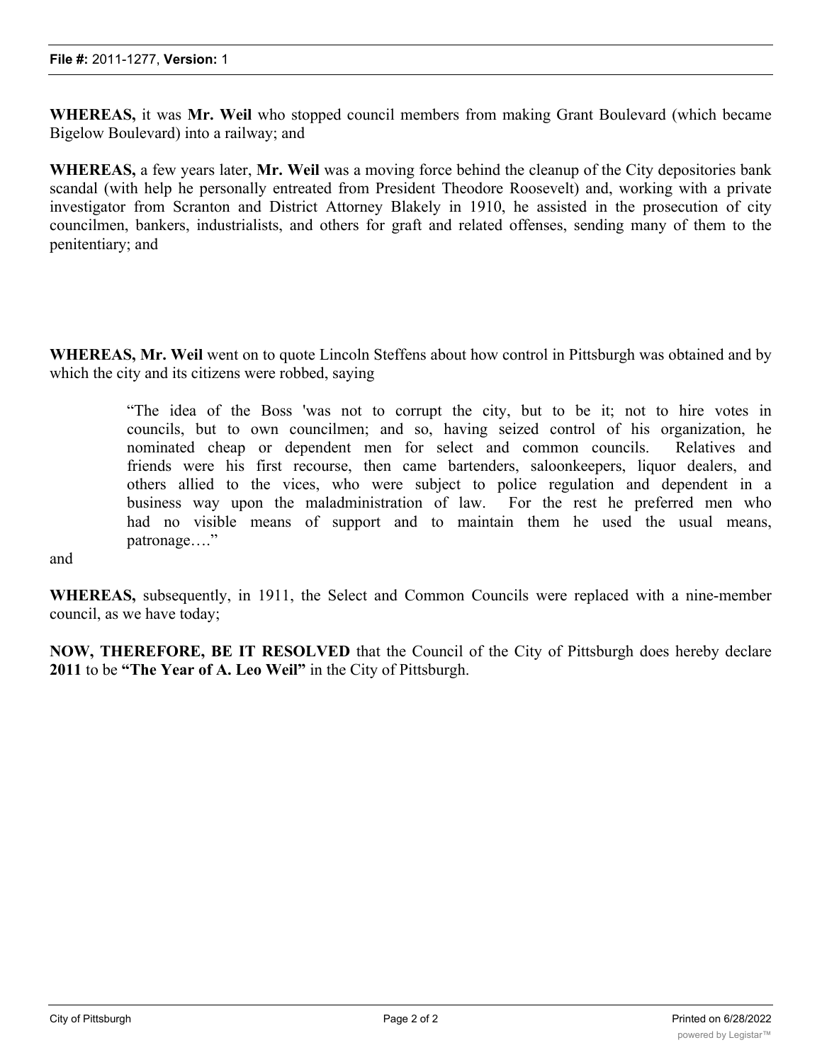**WHEREAS,** it was **Mr. Weil** who stopped council members from making Grant Boulevard (which became Bigelow Boulevard) into a railway; and

**WHEREAS,** a few years later, **Mr. Weil** was a moving force behind the cleanup of the City depositories bank scandal (with help he personally entreated from President Theodore Roosevelt) and, working with a private investigator from Scranton and District Attorney Blakely in 1910, he assisted in the prosecution of city councilmen, bankers, industrialists, and others for graft and related offenses, sending many of them to the penitentiary; and

**WHEREAS, Mr. Weil** went on to quote Lincoln Steffens about how control in Pittsburgh was obtained and by which the city and its citizens were robbed, saying

> "The idea of the Boss 'was not to corrupt the city, but to be it; not to hire votes in councils, but to own councilmen; and so, having seized control of his organization, he nominated cheap or dependent men for select and common councils. Relatives and friends were his first recourse, then came bartenders, saloonkeepers, liquor dealers, and others allied to the vices, who were subject to police regulation and dependent in a business way upon the maladministration of law. For the rest he preferred men who had no visible means of support and to maintain them he used the usual means, patronage…."

and

**WHEREAS,** subsequently, in 1911, the Select and Common Councils were replaced with a nine-member council, as we have today;

**NOW, THEREFORE, BE IT RESOLVED** that the Council of the City of Pittsburgh does hereby declare **2011** to be **"The Year of A. Leo Weil"** in the City of Pittsburgh.